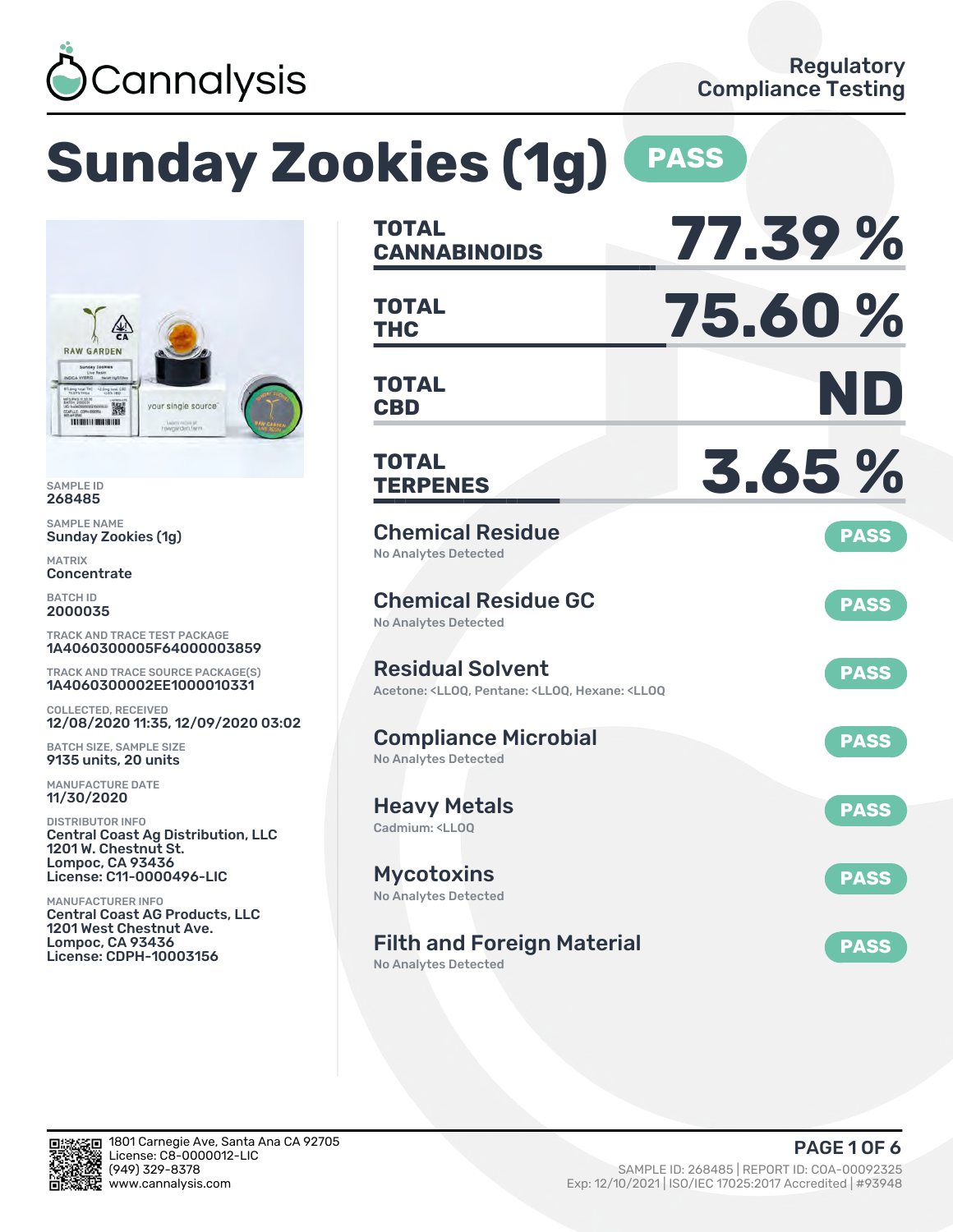Cannalysis

Regulatory Compliance Testing

# Sunday Zookies (1g) PASS

SAMPLE ID
268485

SAMPLE NAME
Sunday Zookies (1g)

MATRIX
Concentrate

BATCH ID
2000035

TRACK AND TRACE TEST PACKAGE
1A4060300005F64000003859

TRACK AND TRACE SOURCE PACKAGE(S)
1A4060300002EE1000010331

COLLECTED, RECEIVED
12/08/2020 11:35, 12/09/2020 03:02

BATCH SIZE, SAMPLE SIZE
9135 units, 20 units

MANUFACTURE DATE
11/30/2020

DISTRIBUTOR INFO
Central Coast Ag Distribution, LLC
1201 W. Chestnut St.
Lompoc, CA 93436
License: C11-0000496-LIC

MANUFACTURER INFO
Central Coast AG Products, LLC
1201 West Chestnut Ave.
Lompoc, CA 93436
License: CDPH-10003156

| | |
|---|---|
| **TOTAL CANNABINOIDS** | **77.39 %** |
| **TOTAL THC** | **75.60 %** |
| **TOTAL CBD** | **ND** |
| **TOTAL TERPENES** | **3.65 %** |

| Test | Result |
|---|---|
| **Chemical Residue** – No Analytes Detected | PASS |
| **Chemical Residue GC** – No Analytes Detected | PASS |
| **Residual Solvent** – Acetone: <LLOQ, Pentane: <LLOQ, Hexane: <LLOQ | PASS |
| **Compliance Microbial** – No Analytes Detected | PASS |
| **Heavy Metals** – Cadmium: <LLOQ | PASS |
| **Mycotoxins** – No Analytes Detected | PASS |
| **Filth and Foreign Material** – No Analytes Detected | PASS |

1801 Carnegie Ave, Santa Ana CA 92705
License: C8-0000012-LIC
(949) 329-8378
www.cannalysis.com

SAMPLE ID: 268485 | REPORT ID: COA-00092325
Exp: 12/10/2021 | ISO/IEC 17025:2017 Accredited | #93948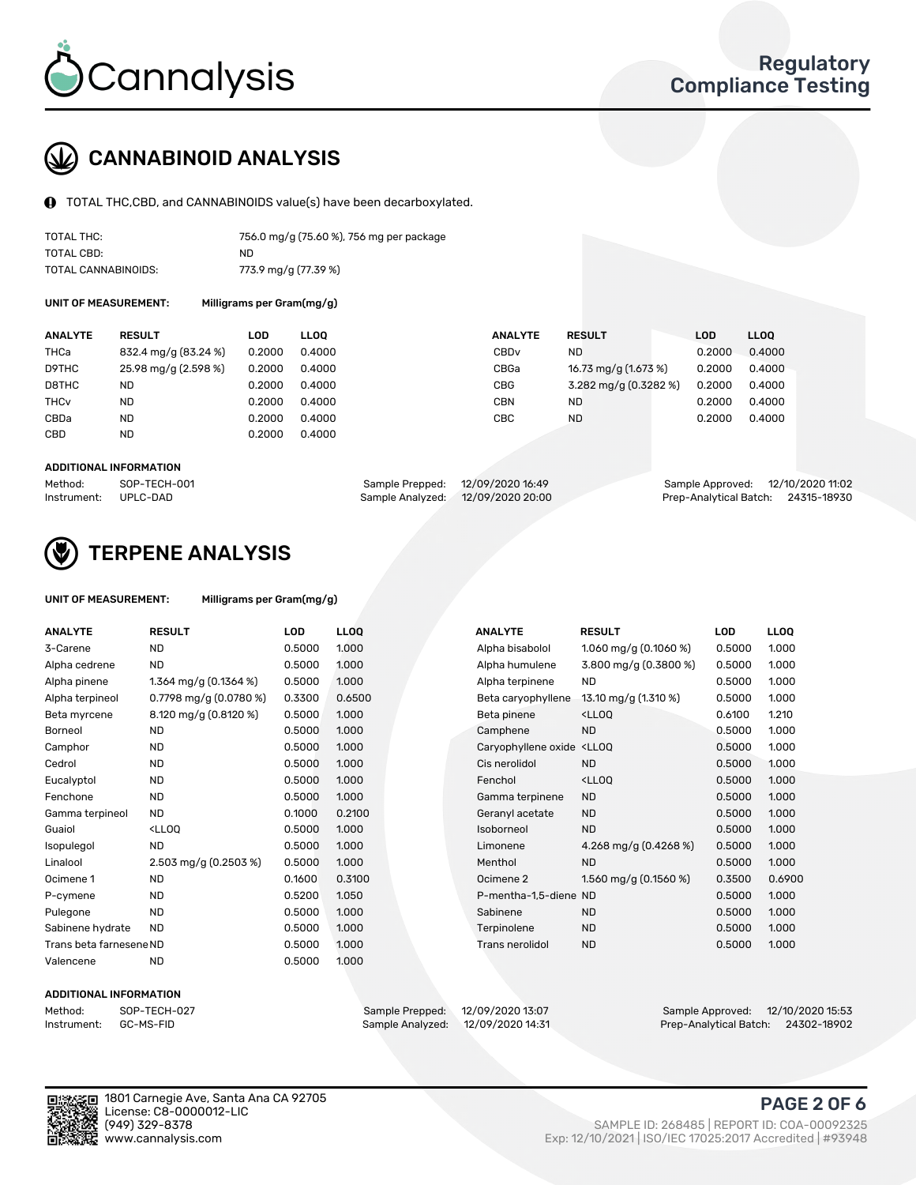# CANNABINOID ANALYSIS

TOTAL THC,CBD, and CANNABINOIDS value(s) have been decarboxylated.

| | |
|---|---|
| TOTAL THC: | 756.0 mg/g (75.60 %), 756 mg per package |
| TOTAL CBD: | ND |
| TOTAL CANNABINOIDS: | 773.9 mg/g (77.39 %) |

**UNIT OF MEASUREMENT:** Milligrams per Gram(mg/g)

| ANALYTE | RESULT | LOD | LLOQ |
|---|---|---|---|
| THCa | 832.4 mg/g (83.24 %) | 0.2000 | 0.4000 |
| D9THC | 25.98 mg/g (2.598 %) | 0.2000 | 0.4000 |
| D8THC | ND | 0.2000 | 0.4000 |
| THCv | ND | 0.2000 | 0.4000 |
| CBDa | ND | 0.2000 | 0.4000 |
| CBD | ND | 0.2000 | 0.4000 |
| CBDv | ND | 0.2000 | 0.4000 |
| CBGa | 16.73 mg/g (1.673 %) | 0.2000 | 0.4000 |
| CBG | 3.282 mg/g (0.3282 %) | 0.2000 | 0.4000 |
| CBN | ND | 0.2000 | 0.4000 |
| CBC | ND | 0.2000 | 0.4000 |

**ADDITIONAL INFORMATION**

| | | | | | |
|---|---|---|---|---|---|
| Method: | SOP-TECH-001 | Sample Prepped: | 12/09/2020 16:49 | Sample Approved: | 12/10/2020 11:02 |
| Instrument: | UPLC-DAD | Sample Analyzed: | 12/09/2020 20:00 | Prep-Analytical Batch: | 24315-18930 |

# TERPENE ANALYSIS

**UNIT OF MEASUREMENT:** Milligrams per Gram(mg/g)

| ANALYTE | RESULT | LOD | LLOQ |
|---|---|---|---|
| 3-Carene | ND | 0.5000 | 1.000 |
| Alpha cedrene | ND | 0.5000 | 1.000 |
| Alpha pinene | 1.364 mg/g (0.1364 %) | 0.5000 | 1.000 |
| Alpha terpineol | 0.7798 mg/g (0.0780 %) | 0.3300 | 0.6500 |
| Beta myrcene | 8.120 mg/g (0.8120 %) | 0.5000 | 1.000 |
| Borneol | ND | 0.5000 | 1.000 |
| Camphor | ND | 0.5000 | 1.000 |
| Cedrol | ND | 0.5000 | 1.000 |
| Eucalyptol | ND | 0.5000 | 1.000 |
| Fenchone | ND | 0.5000 | 1.000 |
| Gamma terpineol | ND | 0.1000 | 0.2100 |
| Guaiol | <LLOQ | 0.5000 | 1.000 |
| Isopulegol | ND | 0.5000 | 1.000 |
| Linalool | 2.503 mg/g (0.2503 %) | 0.5000 | 1.000 |
| Ocimene 1 | ND | 0.1600 | 0.3100 |
| P-cymene | ND | 0.5200 | 1.050 |
| Pulegone | ND | 0.5000 | 1.000 |
| Sabinene hydrate | ND | 0.5000 | 1.000 |
| Trans beta farnesene | ND | 0.5000 | 1.000 |
| Valencene | ND | 0.5000 | 1.000 |
| Alpha bisabolol | 1.060 mg/g (0.1060 %) | 0.5000 | 1.000 |
| Alpha humulene | 3.800 mg/g (0.3800 %) | 0.5000 | 1.000 |
| Alpha terpinene | ND | 0.5000 | 1.000 |
| Beta caryophyllene | 13.10 mg/g (1.310 %) | 0.5000 | 1.000 |
| Beta pinene | <LLOQ | 0.6100 | 1.210 |
| Camphene | ND | 0.5000 | 1.000 |
| Caryophyllene oxide | <LLOQ | 0.5000 | 1.000 |
| Cis nerolidol | ND | 0.5000 | 1.000 |
| Fenchol | <LLOQ | 0.5000 | 1.000 |
| Gamma terpinene | ND | 0.5000 | 1.000 |
| Geranyl acetate | ND | 0.5000 | 1.000 |
| Isoborneol | ND | 0.5000 | 1.000 |
| Limonene | 4.268 mg/g (0.4268 %) | 0.5000 | 1.000 |
| Menthol | ND | 0.5000 | 1.000 |
| Ocimene 2 | 1.560 mg/g (0.1560 %) | 0.3500 | 0.6900 |
| P-mentha-1,5-diene | ND | 0.5000 | 1.000 |
| Sabinene | ND | 0.5000 | 1.000 |
| Terpinolene | ND | 0.5000 | 1.000 |
| Trans nerolidol | ND | 0.5000 | 1.000 |

**ADDITIONAL INFORMATION**

| | | | | | |
|---|---|---|---|---|---|
| Method: | SOP-TECH-027 | Sample Prepped: | 12/09/2020 13:07 | Sample Approved: | 12/10/2020 15:53 |
| Instrument: | GC-MS-FID | Sample Analyzed: | 12/09/2020 14:31 | Prep-Analytical Batch: | 24302-18902 |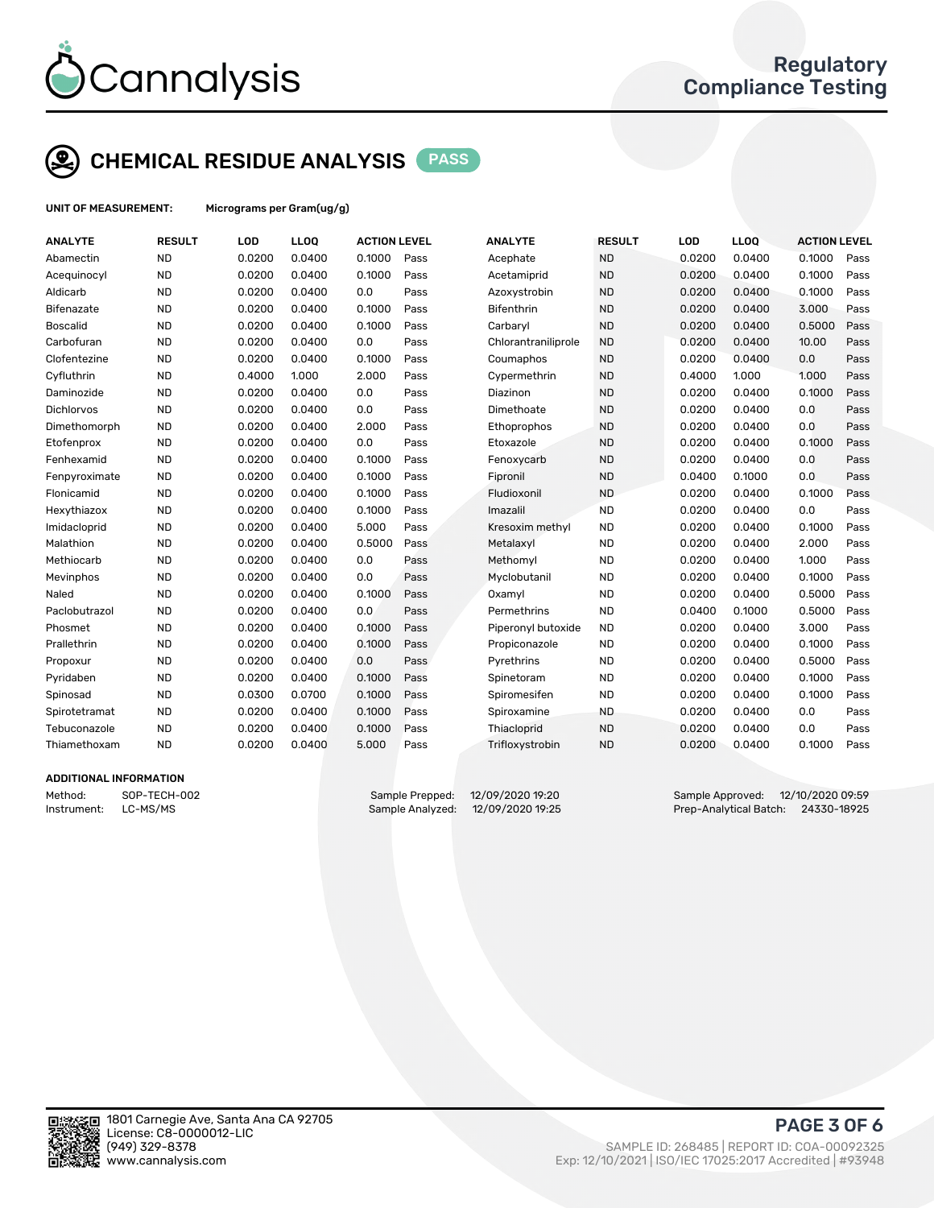Cannalysis

Regulatory Compliance Testing

## CHEMICAL RESIDUE ANALYSIS PASS

**UNIT OF MEASUREMENT:** Micrograms per Gram(ug/g)

| ANALYTE | RESULT | LOD | LLOQ | ACTION LEVEL | | ANALYTE | RESULT | LOD | LLOQ | ACTION LEVEL | |
|---|---|---|---|---|---|---|---|---|---|---|---|
| Abamectin | ND | 0.0200 | 0.0400 | 0.1000 | Pass | Acephate | ND | 0.0200 | 0.0400 | 0.1000 | Pass |
| Acequinocyl | ND | 0.0200 | 0.0400 | 0.1000 | Pass | Acetamiprid | ND | 0.0200 | 0.0400 | 0.1000 | Pass |
| Aldicarb | ND | 0.0200 | 0.0400 | 0.0 | Pass | Azoxystrobin | ND | 0.0200 | 0.0400 | 0.1000 | Pass |
| Bifenazate | ND | 0.0200 | 0.0400 | 0.1000 | Pass | Bifenthrin | ND | 0.0200 | 0.0400 | 3.000 | Pass |
| Boscalid | ND | 0.0200 | 0.0400 | 0.1000 | Pass | Carbaryl | ND | 0.0200 | 0.0400 | 0.5000 | Pass |
| Carbofuran | ND | 0.0200 | 0.0400 | 0.0 | Pass | Chlorantraniliprole | ND | 0.0200 | 0.0400 | 10.00 | Pass |
| Clofentezine | ND | 0.0200 | 0.0400 | 0.1000 | Pass | Coumaphos | ND | 0.0200 | 0.0400 | 0.0 | Pass |
| Cyfluthrin | ND | 0.4000 | 1.000 | 2.000 | Pass | Cypermethrin | ND | 0.4000 | 1.000 | 1.000 | Pass |
| Daminozide | ND | 0.0200 | 0.0400 | 0.0 | Pass | Diazinon | ND | 0.0200 | 0.0400 | 0.1000 | Pass |
| Dichlorvos | ND | 0.0200 | 0.0400 | 0.0 | Pass | Dimethoate | ND | 0.0200 | 0.0400 | 0.0 | Pass |
| Dimethomorph | ND | 0.0200 | 0.0400 | 2.000 | Pass | Ethoprophos | ND | 0.0200 | 0.0400 | 0.0 | Pass |
| Etofenprox | ND | 0.0200 | 0.0400 | 0.0 | Pass | Etoxazole | ND | 0.0200 | 0.0400 | 0.1000 | Pass |
| Fenhexamid | ND | 0.0200 | 0.0400 | 0.1000 | Pass | Fenoxycarb | ND | 0.0200 | 0.0400 | 0.0 | Pass |
| Fenpyroximate | ND | 0.0200 | 0.0400 | 0.1000 | Pass | Fipronil | ND | 0.0400 | 0.1000 | 0.0 | Pass |
| Flonicamid | ND | 0.0200 | 0.0400 | 0.1000 | Pass | Fludioxonil | ND | 0.0200 | 0.0400 | 0.1000 | Pass |
| Hexythiazox | ND | 0.0200 | 0.0400 | 0.1000 | Pass | Imazalil | ND | 0.0200 | 0.0400 | 0.0 | Pass |
| Imidacloprid | ND | 0.0200 | 0.0400 | 5.000 | Pass | Kresoxim methyl | ND | 0.0200 | 0.0400 | 0.1000 | Pass |
| Malathion | ND | 0.0200 | 0.0400 | 0.5000 | Pass | Metalaxyl | ND | 0.0200 | 0.0400 | 2.000 | Pass |
| Methiocarb | ND | 0.0200 | 0.0400 | 0.0 | Pass | Methomyl | ND | 0.0200 | 0.0400 | 1.000 | Pass |
| Mevinphos | ND | 0.0200 | 0.0400 | 0.0 | Pass | Myclobutanil | ND | 0.0200 | 0.0400 | 0.1000 | Pass |
| Naled | ND | 0.0200 | 0.0400 | 0.1000 | Pass | Oxamyl | ND | 0.0200 | 0.0400 | 0.5000 | Pass |
| Paclobutrazol | ND | 0.0200 | 0.0400 | 0.0 | Pass | Permethrins | ND | 0.0400 | 0.1000 | 0.5000 | Pass |
| Phosmet | ND | 0.0200 | 0.0400 | 0.1000 | Pass | Piperonyl butoxide | ND | 0.0200 | 0.0400 | 3.000 | Pass |
| Prallethrin | ND | 0.0200 | 0.0400 | 0.1000 | Pass | Propiconazole | ND | 0.0200 | 0.0400 | 0.1000 | Pass |
| Propoxur | ND | 0.0200 | 0.0400 | 0.0 | Pass | Pyrethrins | ND | 0.0200 | 0.0400 | 0.5000 | Pass |
| Pyridaben | ND | 0.0200 | 0.0400 | 0.1000 | Pass | Spinetoram | ND | 0.0200 | 0.0400 | 0.1000 | Pass |
| Spinosad | ND | 0.0300 | 0.0700 | 0.1000 | Pass | Spiromesifen | ND | 0.0200 | 0.0400 | 0.1000 | Pass |
| Spirotetramat | ND | 0.0200 | 0.0400 | 0.1000 | Pass | Spiroxamine | ND | 0.0200 | 0.0400 | 0.0 | Pass |
| Tebuconazole | ND | 0.0200 | 0.0400 | 0.1000 | Pass | Thiacloprid | ND | 0.0200 | 0.0400 | 0.0 | Pass |
| Thiamethoxam | ND | 0.0200 | 0.0400 | 5.000 | Pass | Trifloxystrobin | ND | 0.0200 | 0.0400 | 0.1000 | Pass |

### ADDITIONAL INFORMATION

| | | | | | |
|---|---|---|---|---|---|
| Method: | SOP-TECH-002 | Sample Prepped: | 12/09/2020 19:20 | Sample Approved: | 12/10/2020 09:59 |
| Instrument: | LC-MS/MS | Sample Analyzed: | 12/09/2020 19:25 | Prep-Analytical Batch: | 24330-18925 |

1801 Carnegie Ave, Santa Ana CA 92705
License: C8-0000012-LIC
(949) 329-8378
www.cannalysis.com

SAMPLE ID: 268485 | REPORT ID: COA-00092325
Exp: 12/10/2021 | ISO/IEC 17025:2017 Accredited | #93948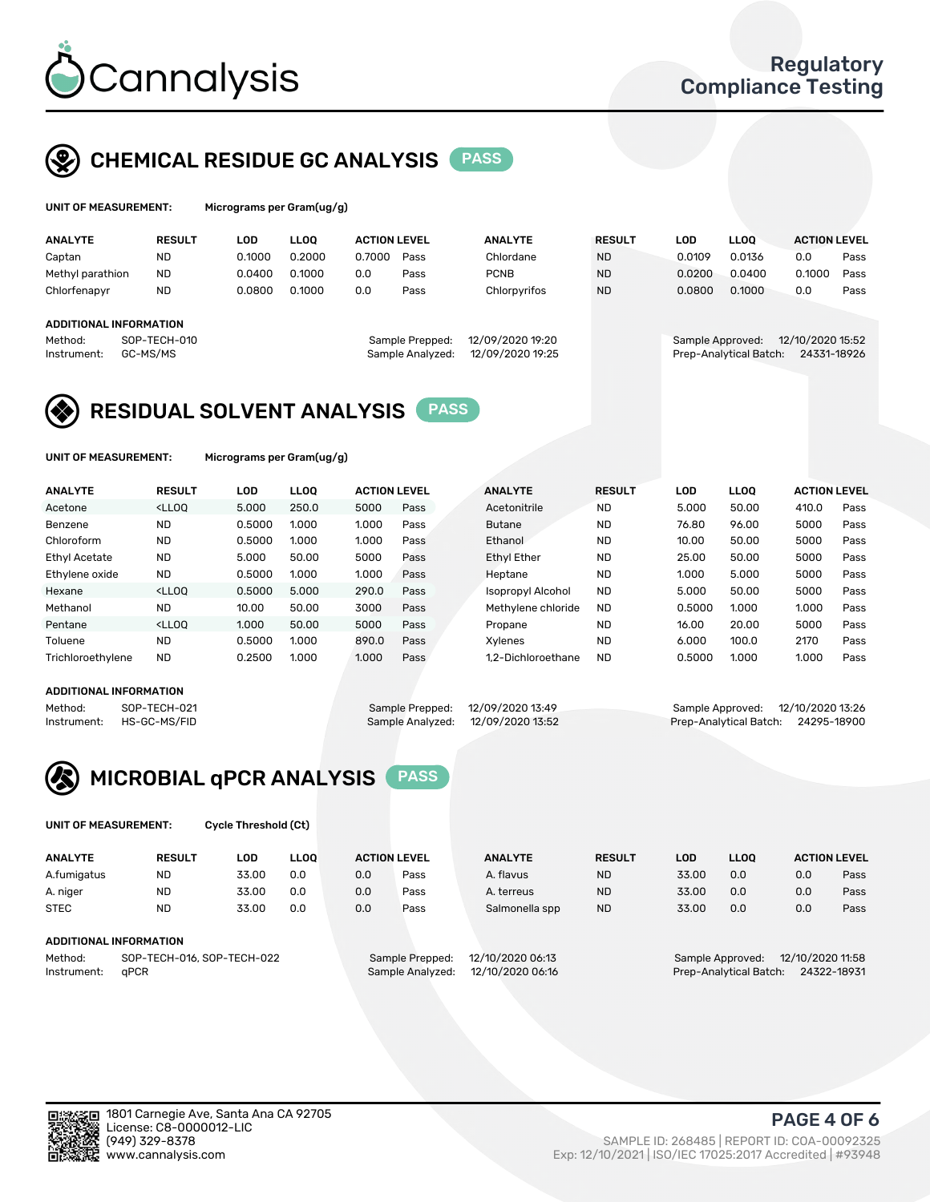# Cannalysis

Regulatory Compliance Testing

## CHEMICAL RESIDUE GC ANALYSIS PASS

**UNIT OF MEASUREMENT:** Micrograms per Gram(ug/g)

| ANALYTE | RESULT | LOD | LLOQ | ACTION LEVEL | | ANALYTE | RESULT | LOD | LLOQ | ACTION LEVEL | |
|---|---|---|---|---|---|---|---|---|---|---|---|
| Captan | ND | 0.1000 | 0.2000 | 0.7000 | Pass | Chlordane | ND | 0.0109 | 0.0136 | 0.0 | Pass |
| Methyl parathion | ND | 0.0400 | 0.1000 | 0.0 | Pass | PCNB | ND | 0.0200 | 0.0400 | 0.1000 | Pass |
| Chlorfenapyr | ND | 0.0800 | 0.1000 | 0.0 | Pass | Chlorpyrifos | ND | 0.0800 | 0.1000 | 0.0 | Pass |

**ADDITIONAL INFORMATION**

Method: SOP-TECH-010
Instrument: GC-MS/MS
Sample Prepped: 12/09/2020 19:20
Sample Analyzed: 12/09/2020 19:25
Sample Approved: 12/10/2020 15:52
Prep-Analytical Batch: 24331-18926

## RESIDUAL SOLVENT ANALYSIS PASS

**UNIT OF MEASUREMENT:** Micrograms per Gram(ug/g)

| ANALYTE | RESULT | LOD | LLOQ | ACTION LEVEL | | ANALYTE | RESULT | LOD | LLOQ | ACTION LEVEL | |
|---|---|---|---|---|---|---|---|---|---|---|---|
| Acetone | <LLOQ | 5.000 | 250.0 | 5000 | Pass | Acetonitrile | ND | 5.000 | 50.00 | 410.0 | Pass |
| Benzene | ND | 0.5000 | 1.000 | 1.000 | Pass | Butane | ND | 76.80 | 96.00 | 5000 | Pass |
| Chloroform | ND | 0.5000 | 1.000 | 1.000 | Pass | Ethanol | ND | 10.00 | 50.00 | 5000 | Pass |
| Ethyl Acetate | ND | 5.000 | 50.00 | 5000 | Pass | Ethyl Ether | ND | 25.00 | 50.00 | 5000 | Pass |
| Ethylene oxide | ND | 0.5000 | 1.000 | 1.000 | Pass | Heptane | ND | 1.000 | 5.000 | 5000 | Pass |
| Hexane | <LLOQ | 0.5000 | 5.000 | 290.0 | Pass | Isopropyl Alcohol | ND | 5.000 | 50.00 | 5000 | Pass |
| Methanol | ND | 10.00 | 50.00 | 3000 | Pass | Methylene chloride | ND | 0.5000 | 1.000 | 1.000 | Pass |
| Pentane | <LLOQ | 1.000 | 50.00 | 5000 | Pass | Propane | ND | 16.00 | 20.00 | 5000 | Pass |
| Toluene | ND | 0.5000 | 1.000 | 890.0 | Pass | Xylenes | ND | 6.000 | 100.0 | 2170 | Pass |
| Trichloroethylene | ND | 0.2500 | 1.000 | 1.000 | Pass | 1,2-Dichloroethane | ND | 0.5000 | 1.000 | 1.000 | Pass |

**ADDITIONAL INFORMATION**

Method: SOP-TECH-021
Instrument: HS-GC-MS/FID
Sample Prepped: 12/09/2020 13:49
Sample Analyzed: 12/09/2020 13:52
Sample Approved: 12/10/2020 13:26
Prep-Analytical Batch: 24295-18900

## MICROBIAL qPCR ANALYSIS PASS

**UNIT OF MEASUREMENT:** Cycle Threshold (Ct)

| ANALYTE | RESULT | LOD | LLOQ | ACTION LEVEL | | ANALYTE | RESULT | LOD | LLOQ | ACTION LEVEL | |
|---|---|---|---|---|---|---|---|---|---|---|---|
| A.fumigatus | ND | 33.00 | 0.0 | 0.0 | Pass | A. flavus | ND | 33.00 | 0.0 | 0.0 | Pass |
| A. niger | ND | 33.00 | 0.0 | 0.0 | Pass | A. terreus | ND | 33.00 | 0.0 | 0.0 | Pass |
| STEC | ND | 33.00 | 0.0 | 0.0 | Pass | Salmonella spp | ND | 33.00 | 0.0 | 0.0 | Pass |

**ADDITIONAL INFORMATION**

Method: SOP-TECH-016, SOP-TECH-022
Instrument: qPCR
Sample Prepped: 12/10/2020 06:13
Sample Analyzed: 12/10/2020 06:16
Sample Approved: 12/10/2020 11:58
Prep-Analytical Batch: 24322-18931

1801 Carnegie Ave, Santa Ana CA 92705
License: C8-0000012-LIC
(949) 329-8378
www.cannalysis.com

SAMPLE ID: 268485 | REPORT ID: COA-00092325
Exp: 12/10/2021 | ISO/IEC 17025:2017 Accredited | #93948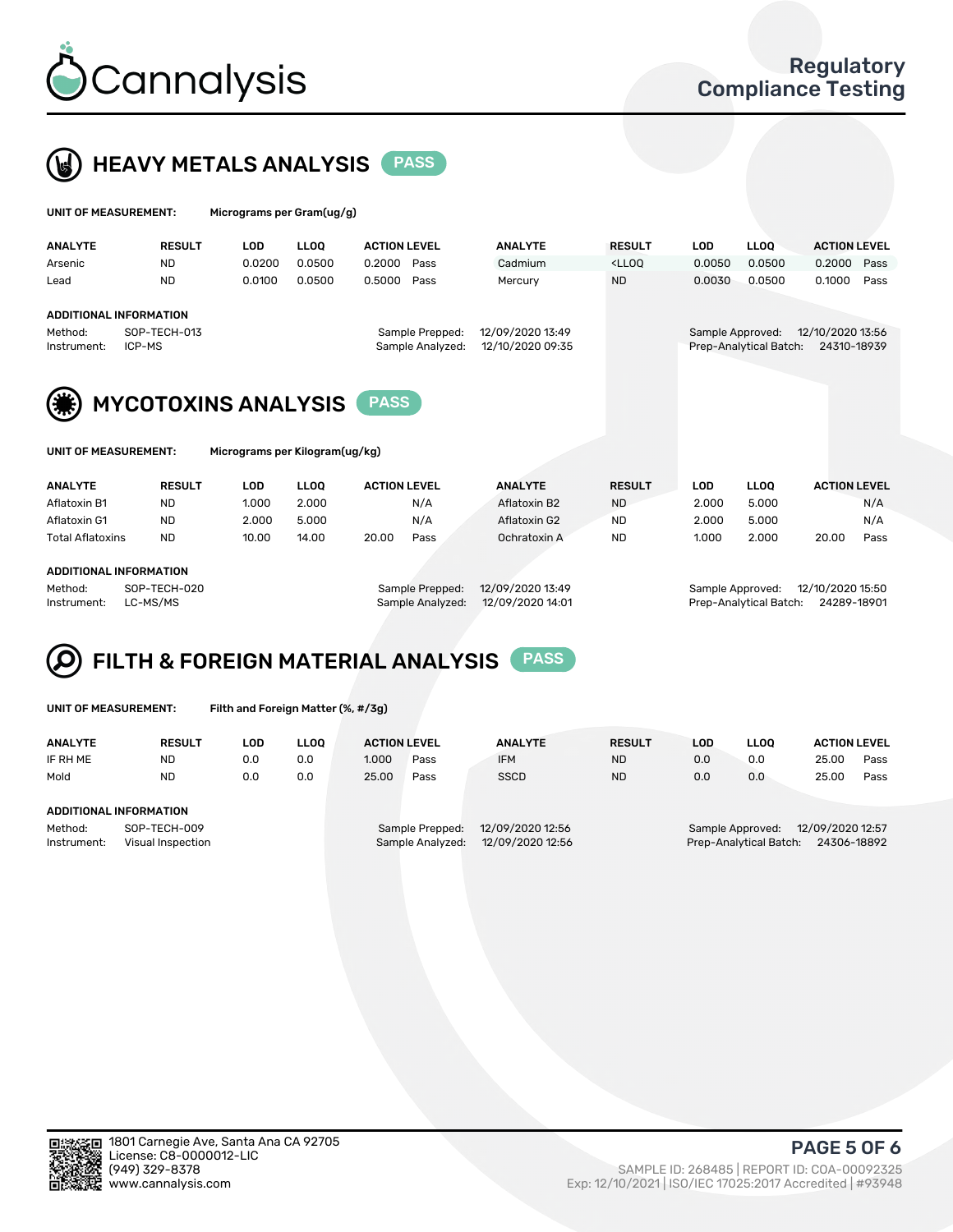Cannalysis

Regulatory Compliance Testing

## HEAVY METALS ANALYSIS PASS

**UNIT OF MEASUREMENT:** Micrograms per Gram(ug/g)

| ANALYTE | RESULT | LOD | LLOQ | ACTION LEVEL | | ANALYTE | RESULT | LOD | LLOQ | ACTION LEVEL | |
|---|---|---|---|---|---|---|---|---|---|---|---|
| Arsenic | ND | 0.0200 | 0.0500 | 0.2000 | Pass | Cadmium | <LLOQ | 0.0050 | 0.0500 | 0.2000 | Pass |
| Lead | ND | 0.0100 | 0.0500 | 0.5000 | Pass | Mercury | ND | 0.0030 | 0.0500 | 0.1000 | Pass |

**ADDITIONAL INFORMATION**

Method: SOP-TECH-013
Instrument: ICP-MS
Sample Prepped: 12/09/2020 13:49
Sample Analyzed: 12/10/2020 09:35
Sample Approved: 12/10/2020 13:56
Prep-Analytical Batch: 24310-18939

## MYCOTOXINS ANALYSIS PASS

**UNIT OF MEASUREMENT:** Micrograms per Kilogram(ug/kg)

| ANALYTE | RESULT | LOD | LLOQ | ACTION LEVEL | | ANALYTE | RESULT | LOD | LLOQ | ACTION LEVEL | |
|---|---|---|---|---|---|---|---|---|---|---|---|
| Aflatoxin B1 | ND | 1.000 | 2.000 | | N/A | Aflatoxin B2 | ND | 2.000 | 5.000 | | N/A |
| Aflatoxin G1 | ND | 2.000 | 5.000 | | N/A | Aflatoxin G2 | ND | 2.000 | 5.000 | | N/A |
| Total Aflatoxins | ND | 10.00 | 14.00 | 20.00 | Pass | Ochratoxin A | ND | 1.000 | 2.000 | 20.00 | Pass |

**ADDITIONAL INFORMATION**

Method: SOP-TECH-020
Instrument: LC-MS/MS
Sample Prepped: 12/09/2020 13:49
Sample Analyzed: 12/09/2020 14:01
Sample Approved: 12/10/2020 15:50
Prep-Analytical Batch: 24289-18901

## FILTH & FOREIGN MATERIAL ANALYSIS PASS

**UNIT OF MEASUREMENT:** Filth and Foreign Matter (%, #/3g)

| ANALYTE | RESULT | LOD | LLOQ | ACTION LEVEL | | ANALYTE | RESULT | LOD | LLOQ | ACTION LEVEL | |
|---|---|---|---|---|---|---|---|---|---|---|---|
| IF RH ME | ND | 0.0 | 0.0 | 1.000 | Pass | IFM | ND | 0.0 | 0.0 | 25.00 | Pass |
| Mold | ND | 0.0 | 0.0 | 25.00 | Pass | SSCD | ND | 0.0 | 0.0 | 25.00 | Pass |

**ADDITIONAL INFORMATION**

Method: SOP-TECH-009
Instrument: Visual Inspection
Sample Prepped: 12/09/2020 12:56
Sample Analyzed: 12/09/2020 12:56
Sample Approved: 12/09/2020 12:57
Prep-Analytical Batch: 24306-18892

1801 Carnegie Ave, Santa Ana CA 92705
License: C8-0000012-LIC
(949) 329-8378
www.cannalysis.com

SAMPLE ID: 268485 | REPORT ID: COA-00092325
Exp: 12/10/2021 | ISO/IEC 17025:2017 Accredited | #93948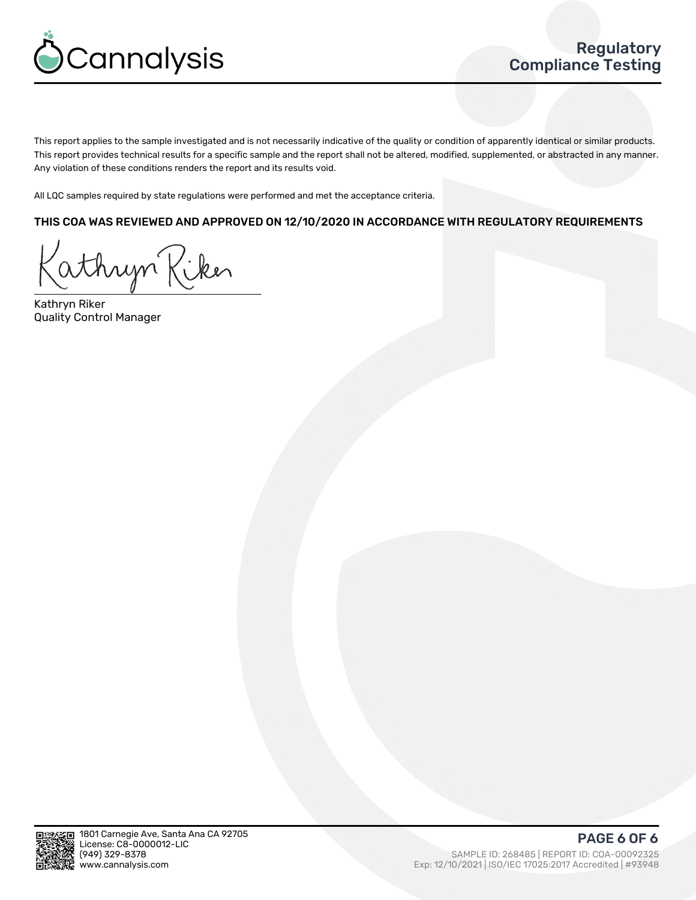This report applies to the sample investigated and is not necessarily indicative of the quality or condition of apparently identical or similar products. This report provides technical results for a specific sample and the report shall not be altered, modified, supplemented, or abstracted in any manner. Any violation of these conditions renders the report and its results void.

All LQC samples required by state regulations were performed and met the acceptance criteria.

**THIS COA WAS REVIEWED AND APPROVED ON 12/10/2020 IN ACCORDANCE WITH REGULATORY REQUIREMENTS**

Kathryn Riker
Quality Control Manager

1801 Carnegie Ave, Santa Ana CA 92705
License: C8-0000012-LIC
(949) 329-8378
www.cannalysis.com

SAMPLE ID: 268485 | REPORT ID: COA-00092325
Exp: 12/10/2021 | ISO/IEC 17025:2017 Accredited | #93948